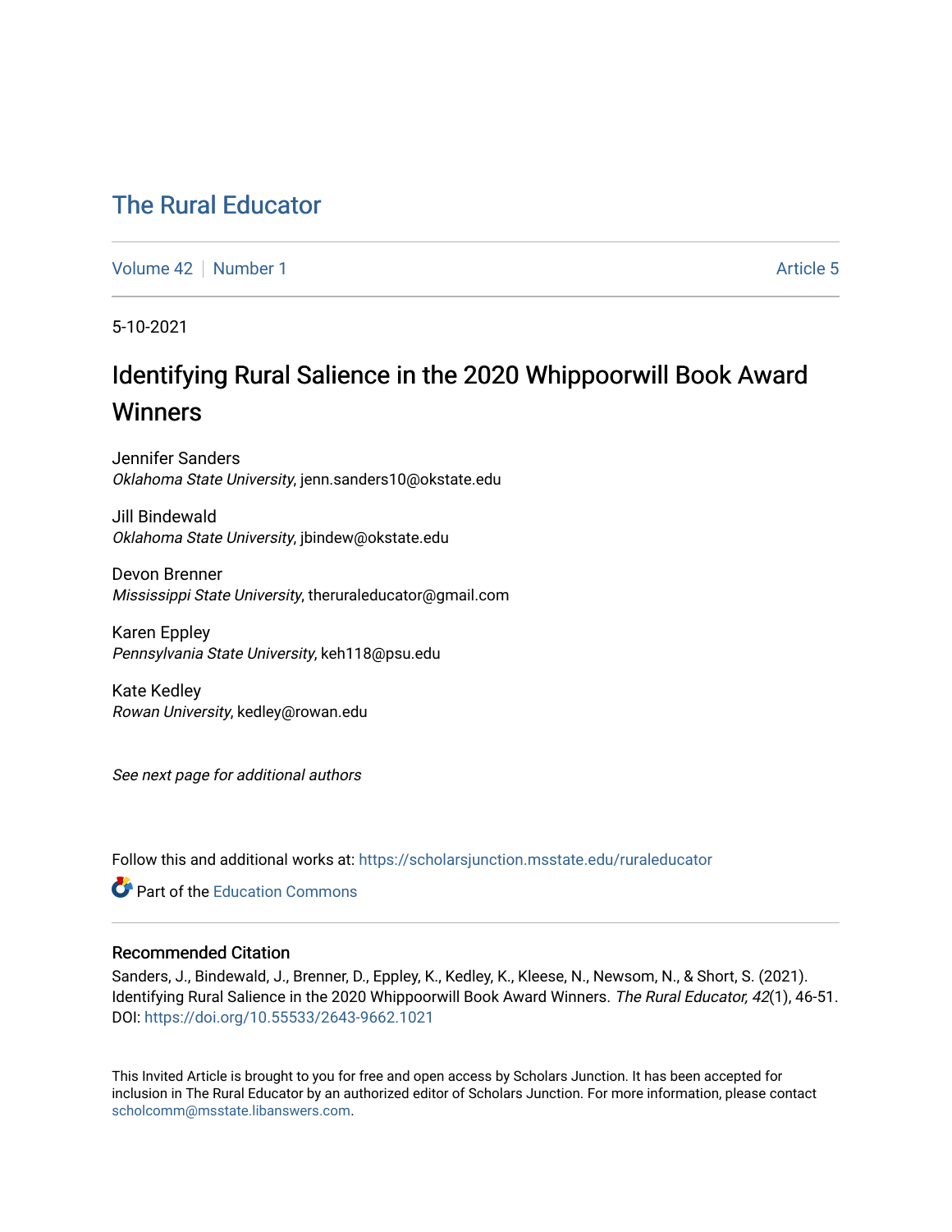# The Rural Educator

Volume 42 | Number 1 | Article 5

5-10-2021

## Identifying Rural Salience in the 2020 Whippoorwill Book Award Winners

Jennifer Sanders
*Oklahoma State University*, jenn.sanders10@okstate.edu

Jill Bindewald
*Oklahoma State University*, jbindew@okstate.edu

Devon Brenner
*Mississippi State University*, theruraleducator@gmail.com

Karen Eppley
*Pennsylvania State University*, keh118@psu.edu

Kate Kedley
*Rowan University*, kedley@rowan.edu

*See next page for additional authors*

Follow this and additional works at: https://scholarsjunction.msstate.edu/ruraleducator

Part of the Education Commons

### Recommended Citation

Sanders, J., Bindewald, J., Brenner, D., Eppley, K., Kedley, K., Kleese, N., Newsom, N., & Short, S. (2021). Identifying Rural Salience in the 2020 Whippoorwill Book Award Winners. *The Rural Educator, 42*(1), 46-51. DOI: https://doi.org/10.55533/2643-9662.1021

This Invited Article is brought to you for free and open access by Scholars Junction. It has been accepted for inclusion in The Rural Educator by an authorized editor of Scholars Junction. For more information, please contact scholcomm@msstate.libanswers.com.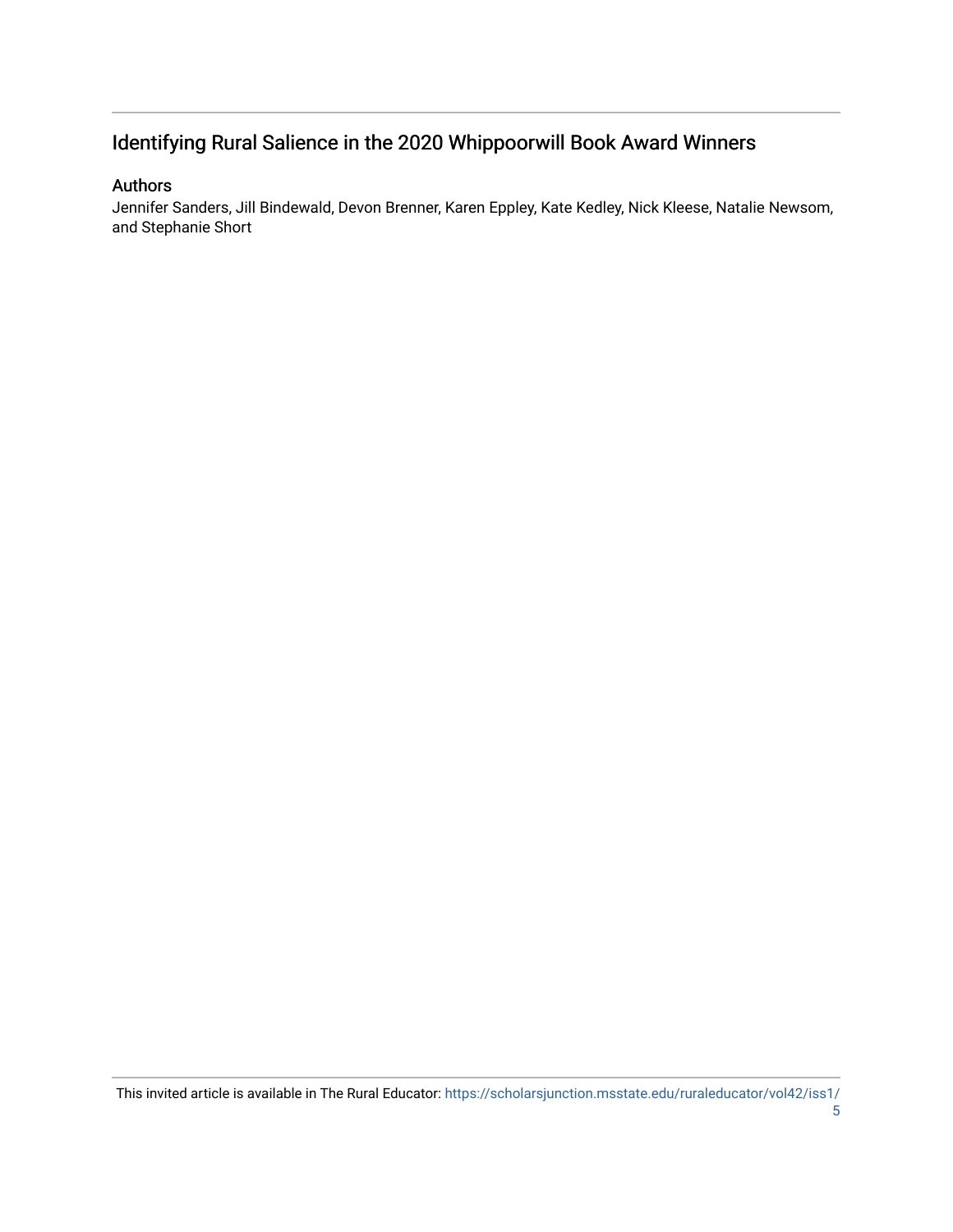## Identifying Rural Salience in the 2020 Whippoorwill Book Award Winners

### Authors

Jennifer Sanders, Jill Bindewald, Devon Brenner, Karen Eppley, Kate Kedley, Nick Kleese, Natalie Newsom, and Stephanie Short

This invited article is available in The Rural Educator: https://scholarsjunction.msstate.edu/ruraleducator/vol42/iss1/5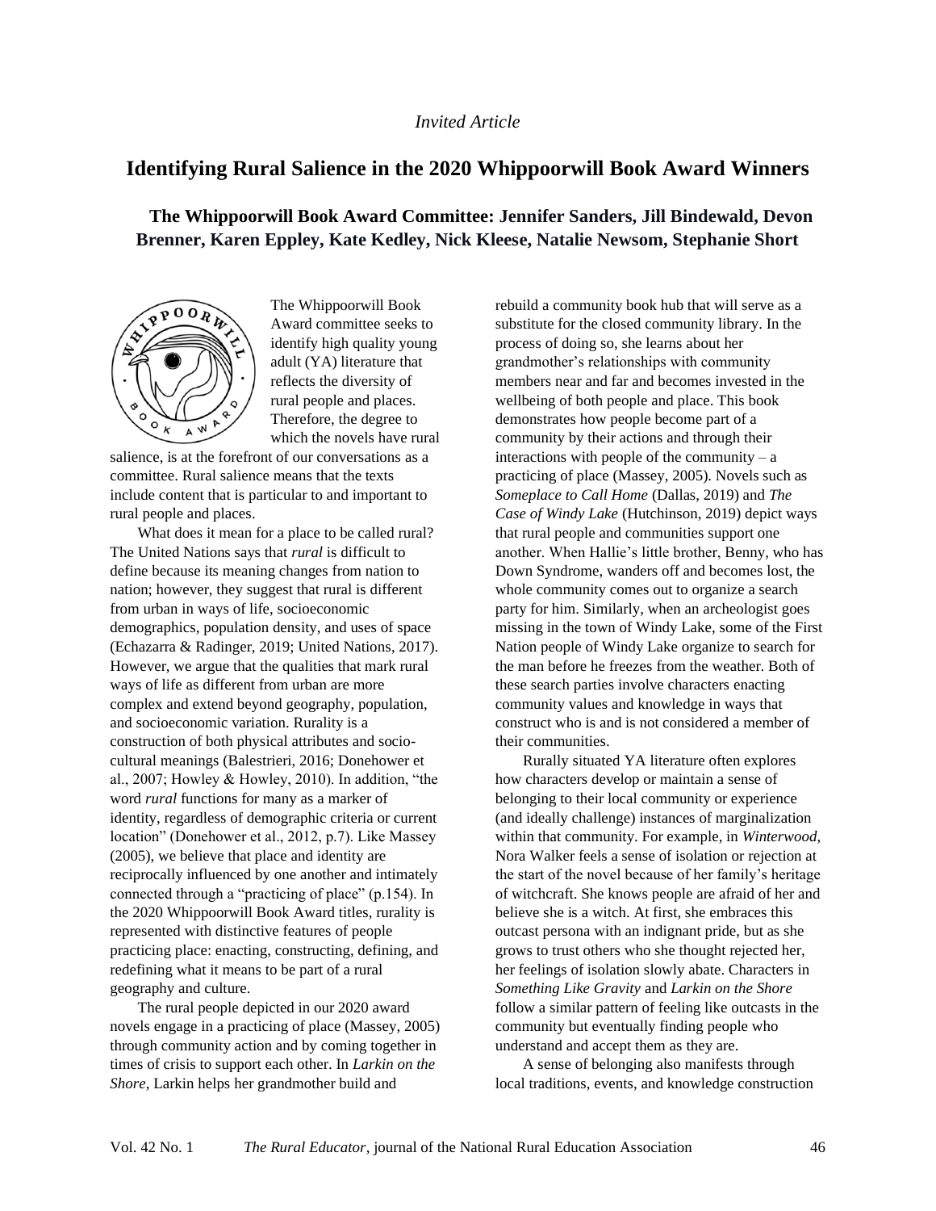*Invited Article*

# Identifying Rural Salience in the 2020 Whippoorwill Book Award Winners

**The Whippoorwill Book Award Committee: Jennifer Sanders, Jill Bindewald, Devon Brenner, Karen Eppley, Kate Kedley, Nick Kleese, Natalie Newsom, Stephanie Short**

The Whippoorwill Book Award committee seeks to identify high quality young adult (YA) literature that reflects the diversity of rural people and places. Therefore, the degree to which the novels have rural salience, is at the forefront of our conversations as a committee. Rural salience means that the texts include content that is particular to and important to rural people and places.

What does it mean for a place to be called rural? The United Nations says that *rural* is difficult to define because its meaning changes from nation to nation; however, they suggest that rural is different from urban in ways of life, socioeconomic demographics, population density, and uses of space (Echazarra & Radinger, 2019; United Nations, 2017). However, we argue that the qualities that mark rural ways of life as different from urban are more complex and extend beyond geography, population, and socioeconomic variation. Rurality is a construction of both physical attributes and socio-cultural meanings (Balestrieri, 2016; Donehower et al., 2007; Howley & Howley, 2010). In addition, "the word *rural* functions for many as a marker of identity, regardless of demographic criteria or current location" (Donehower et al., 2012, p.7). Like Massey (2005), we believe that place and identity are reciprocally influenced by one another and intimately connected through a "practicing of place" (p.154). In the 2020 Whippoorwill Book Award titles, rurality is represented with distinctive features of people practicing place: enacting, constructing, defining, and redefining what it means to be part of a rural geography and culture.

The rural people depicted in our 2020 award novels engage in a practicing of place (Massey, 2005) through community action and by coming together in times of crisis to support each other. In *Larkin on the Shore*, Larkin helps her grandmother build and rebuild a community book hub that will serve as a substitute for the closed community library. In the process of doing so, she learns about her grandmother's relationships with community members near and far and becomes invested in the wellbeing of both people and place. This book demonstrates how people become part of a community by their actions and through their interactions with people of the community – a practicing of place (Massey, 2005). Novels such as *Someplace to Call Home* (Dallas, 2019) and *The Case of Windy Lake* (Hutchinson, 2019) depict ways that rural people and communities support one another. When Hallie's little brother, Benny, who has Down Syndrome, wanders off and becomes lost, the whole community comes out to organize a search party for him. Similarly, when an archeologist goes missing in the town of Windy Lake, some of the First Nation people of Windy Lake organize to search for the man before he freezes from the weather. Both of these search parties involve characters enacting community values and knowledge in ways that construct who is and is not considered a member of their communities.

Rurally situated YA literature often explores how characters develop or maintain a sense of belonging to their local community or experience (and ideally challenge) instances of marginalization within that community. For example, in *Winterwood*, Nora Walker feels a sense of isolation or rejection at the start of the novel because of her family's heritage of witchcraft. She knows people are afraid of her and believe she is a witch. At first, she embraces this outcast persona with an indignant pride, but as she grows to trust others who she thought rejected her, her feelings of isolation slowly abate. Characters in *Something Like Gravity* and *Larkin on the Shore* follow a similar pattern of feeling like outcasts in the community but eventually finding people who understand and accept them as they are.

A sense of belonging also manifests through local traditions, events, and knowledge construction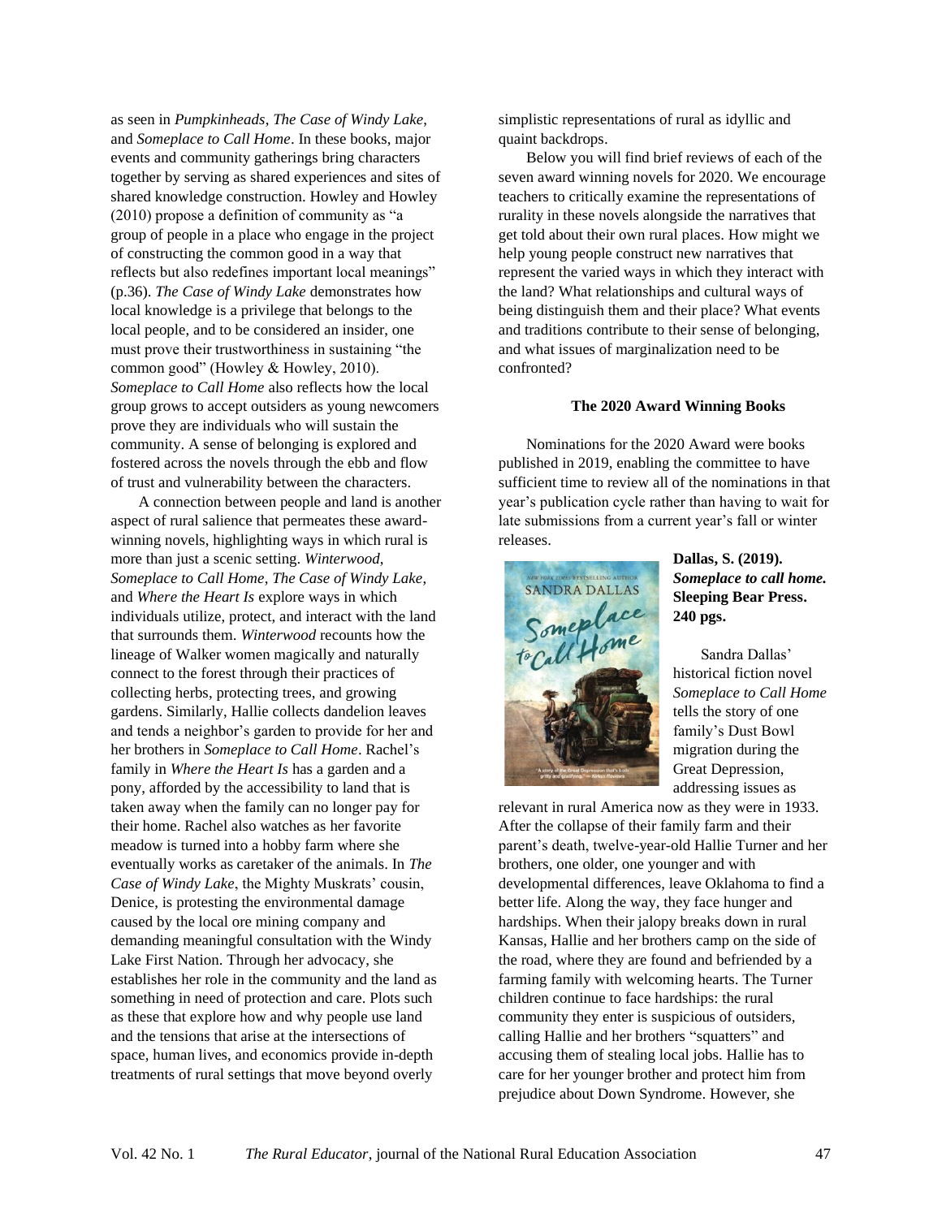as seen in *Pumpkinheads*, *The Case of Windy Lake*, and *Someplace to Call Home*. In these books, major events and community gatherings bring characters together by serving as shared experiences and sites of shared knowledge construction. Howley and Howley (2010) propose a definition of community as "a group of people in a place who engage in the project of constructing the common good in a way that reflects but also redefines important local meanings" (p.36). *The Case of Windy Lake* demonstrates how local knowledge is a privilege that belongs to the local people, and to be considered an insider, one must prove their trustworthiness in sustaining "the common good" (Howley & Howley, 2010). *Someplace to Call Home* also reflects how the local group grows to accept outsiders as young newcomers prove they are individuals who will sustain the community. A sense of belonging is explored and fostered across the novels through the ebb and flow of trust and vulnerability between the characters.

A connection between people and land is another aspect of rural salience that permeates these award-winning novels, highlighting ways in which rural is more than just a scenic setting. *Winterwood*, *Someplace to Call Home*, *The Case of Windy Lake*, and *Where the Heart Is* explore ways in which individuals utilize, protect, and interact with the land that surrounds them. *Winterwood* recounts how the lineage of Walker women magically and naturally connect to the forest through their practices of collecting herbs, protecting trees, and growing gardens. Similarly, Hallie collects dandelion leaves and tends a neighbor's garden to provide for her and her brothers in *Someplace to Call Home*. Rachel's family in *Where the Heart Is* has a garden and a pony, afforded by the accessibility to land that is taken away when the family can no longer pay for their home. Rachel also watches as her favorite meadow is turned into a hobby farm where she eventually works as caretaker of the animals. In *The Case of Windy Lake*, the Mighty Muskrats' cousin, Denice, is protesting the environmental damage caused by the local ore mining company and demanding meaningful consultation with the Windy Lake First Nation. Through her advocacy, she establishes her role in the community and the land as something in need of protection and care. Plots such as these that explore how and why people use land and the tensions that arise at the intersections of space, human lives, and economics provide in-depth treatments of rural settings that move beyond overly simplistic representations of rural as idyllic and quaint backdrops.

Below you will find brief reviews of each of the seven award winning novels for 2020. We encourage teachers to critically examine the representations of rurality in these novels alongside the narratives that get told about their own rural places. How might we help young people construct new narratives that represent the varied ways in which they interact with the land? What relationships and cultural ways of being distinguish them and their place? What events and traditions contribute to their sense of belonging, and what issues of marginalization need to be confronted?

### The 2020 Award Winning Books

Nominations for the 2020 Award were books published in 2019, enabling the committee to have sufficient time to review all of the nominations in that year's publication cycle rather than having to wait for late submissions from a current year's fall or winter releases.

**Dallas, S. (2019). *Someplace to call home.* Sleeping Bear Press. 240 pgs.**

Sandra Dallas' historical fiction novel *Someplace to Call Home* tells the story of one family's Dust Bowl migration during the Great Depression, addressing issues as relevant in rural America now as they were in 1933. After the collapse of their family farm and their parent's death, twelve-year-old Hallie Turner and her brothers, one older, one younger and with developmental differences, leave Oklahoma to find a better life. Along the way, they face hunger and hardships. When their jalopy breaks down in rural Kansas, Hallie and her brothers camp on the side of the road, where they are found and befriended by a farming family with welcoming hearts. The Turner children continue to face hardships: the rural community they enter is suspicious of outsiders, calling Hallie and her brothers "squatters" and accusing them of stealing local jobs. Hallie has to care for her younger brother and protect him from prejudice about Down Syndrome. However, she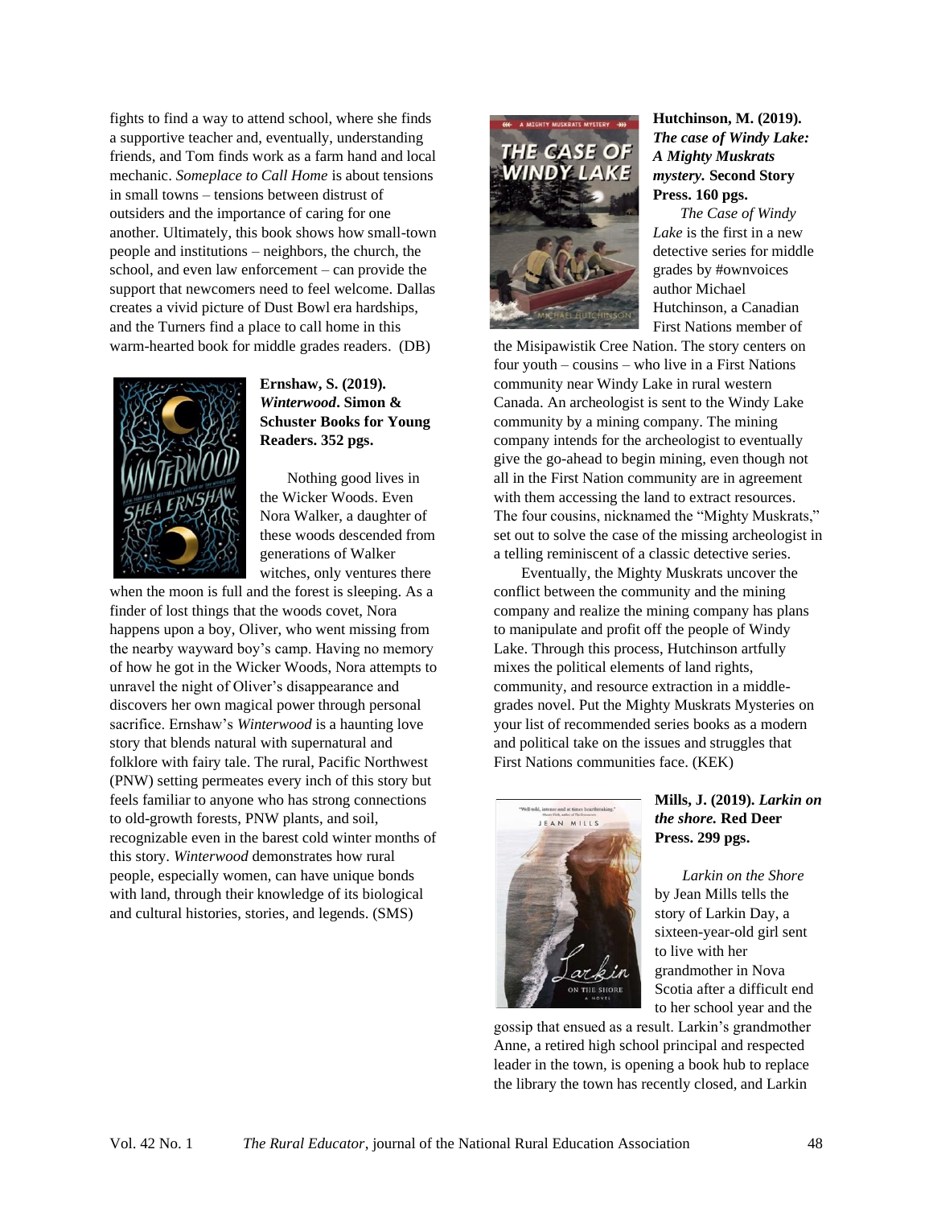fights to find a way to attend school, where she finds a supportive teacher and, eventually, understanding friends, and Tom finds work as a farm hand and local mechanic. *Someplace to Call Home* is about tensions in small towns – tensions between distrust of outsiders and the importance of caring for one another. Ultimately, this book shows how small-town people and institutions – neighbors, the church, the school, and even law enforcement – can provide the support that newcomers need to feel welcome. Dallas creates a vivid picture of Dust Bowl era hardships, and the Turners find a place to call home in this warm-hearted book for middle grades readers. (DB)

**Ernshaw, S. (2019). *Winterwood*. Simon & Schuster Books for Young Readers. 352 pgs.**

Nothing good lives in the Wicker Woods. Even Nora Walker, a daughter of these woods descended from generations of Walker witches, only ventures there when the moon is full and the forest is sleeping. As a finder of lost things that the woods covet, Nora happens upon a boy, Oliver, who went missing from the nearby wayward boy's camp. Having no memory of how he got in the Wicker Woods, Nora attempts to unravel the night of Oliver's disappearance and discovers her own magical power through personal sacrifice. Ernshaw's *Winterwood* is a haunting love story that blends natural with supernatural and folklore with fairy tale. The rural, Pacific Northwest (PNW) setting permeates every inch of this story but feels familiar to anyone who has strong connections to old-growth forests, PNW plants, and soil, recognizable even in the barest cold winter months of this story. *Winterwood* demonstrates how rural people, especially women, can have unique bonds with land, through their knowledge of its biological and cultural histories, stories, and legends. (SMS)

**Hutchinson, M. (2019). *The case of Windy Lake: A Mighty Muskrats mystery.* Second Story Press. 160 pgs.**

*The Case of Windy Lake* is the first in a new detective series for middle grades by #ownvoices author Michael Hutchinson, a Canadian First Nations member of the Misipawistik Cree Nation. The story centers on four youth – cousins – who live in a First Nations community near Windy Lake in rural western Canada. An archeologist is sent to the Windy Lake community by a mining company. The mining company intends for the archeologist to eventually give the go-ahead to begin mining, even though not all in the First Nation community are in agreement with them accessing the land to extract resources. The four cousins, nicknamed the "Mighty Muskrats," set out to solve the case of the missing archeologist in a telling reminiscent of a classic detective series.

Eventually, the Mighty Muskrats uncover the conflict between the community and the mining company and realize the mining company has plans to manipulate and profit off the people of Windy Lake. Through this process, Hutchinson artfully mixes the political elements of land rights, community, and resource extraction in a middle-grades novel. Put the Mighty Muskrats Mysteries on your list of recommended series books as a modern and political take on the issues and struggles that First Nations communities face. (KEK)

**Mills, J. (2019). *Larkin on the shore.* Red Deer Press. 299 pgs.**

*Larkin on the Shore* by Jean Mills tells the story of Larkin Day, a sixteen-year-old girl sent to live with her grandmother in Nova Scotia after a difficult end to her school year and the gossip that ensued as a result. Larkin's grandmother Anne, a retired high school principal and respected leader in the town, is opening a book hub to replace the library the town has recently closed, and Larkin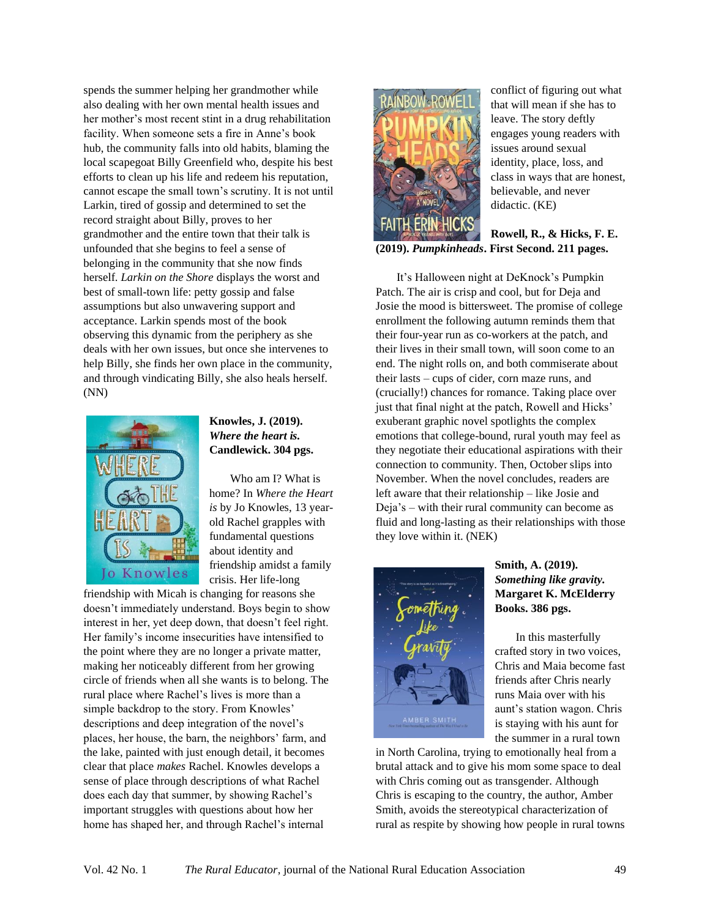spends the summer helping her grandmother while also dealing with her own mental health issues and her mother's most recent stint in a drug rehabilitation facility. When someone sets a fire in Anne's book hub, the community falls into old habits, blaming the local scapegoat Billy Greenfield who, despite his best efforts to clean up his life and redeem his reputation, cannot escape the small town's scrutiny. It is not until Larkin, tired of gossip and determined to set the record straight about Billy, proves to her grandmother and the entire town that their talk is unfounded that she begins to feel a sense of belonging in the community that she now finds herself. *Larkin on the Shore* displays the worst and best of small-town life: petty gossip and false assumptions but also unwavering support and acceptance. Larkin spends most of the book observing this dynamic from the periphery as she deals with her own issues, but once she intervenes to help Billy, she finds her own place in the community, and through vindicating Billy, she also heals herself. (NN)

**Knowles, J. (2019). *Where the heart is.* Candlewick. 304 pgs.**

Who am I? What is home? In *Where the Heart is* by Jo Knowles, 13 year-old Rachel grapples with fundamental questions about identity and friendship amidst a family crisis. Her life-long friendship with Micah is changing for reasons she doesn't immediately understand. Boys begin to show interest in her, yet deep down, that doesn't feel right. Her family's income insecurities have intensified to the point where they are no longer a private matter, making her noticeably different from her growing circle of friends when all she wants is to belong. The rural place where Rachel's lives is more than a simple backdrop to the story. From Knowles' descriptions and deep integration of the novel's places, her house, the barn, the neighbors' farm, and the lake, painted with just enough detail, it becomes clear that place *makes* Rachel. Knowles develops a sense of place through descriptions of what Rachel does each day that summer, by showing Rachel's important struggles with questions about how her home has shaped her, and through Rachel's internal conflict of figuring out what that will mean if she has to leave. The story deftly engages young readers with issues around sexual identity, place, loss, and class in ways that are honest, believable, and never didactic. (KE)

**Rowell, R., & Hicks, F. E. (2019). *Pumpkinheads*. First Second. 211 pages.**

It's Halloween night at DeKnock's Pumpkin Patch. The air is crisp and cool, but for Deja and Josie the mood is bittersweet. The promise of college enrollment the following autumn reminds them that their four-year run as co-workers at the patch, and their lives in their small town, will soon come to an end. The night rolls on, and both commiserate about their lasts – cups of cider, corn maze runs, and (crucially!) chances for romance. Taking place over just that final night at the patch, Rowell and Hicks' exuberant graphic novel spotlights the complex emotions that college-bound, rural youth may feel as they negotiate their educational aspirations with their connection to community. Then, October slips into November. When the novel concludes, readers are left aware that their relationship – like Josie and Deja's – with their rural community can become as fluid and long-lasting as their relationships with those they love within it. (NEK)

**Smith, A. (2019). *Something like gravity.* Margaret K. McElderry Books. 386 pgs.**

In this masterfully crafted story in two voices, Chris and Maia become fast friends after Chris nearly runs Maia over with his aunt's station wagon. Chris is staying with his aunt for the summer in a rural town in North Carolina, trying to emotionally heal from a brutal attack and to give his mom some space to deal with Chris coming out as transgender. Although Chris is escaping to the country, the author, Amber Smith, avoids the stereotypical characterization of rural as respite by showing how people in rural towns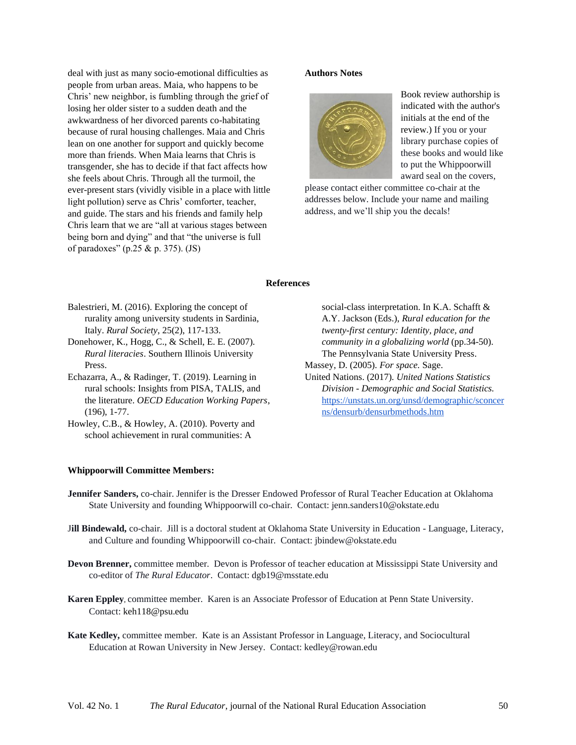deal with just as many socio-emotional difficulties as people from urban areas. Maia, who happens to be Chris' new neighbor, is fumbling through the grief of losing her older sister to a sudden death and the awkwardness of her divorced parents co-habitating because of rural housing challenges. Maia and Chris lean on one another for support and quickly become more than friends. When Maia learns that Chris is transgender, she has to decide if that fact affects how she feels about Chris. Through all the turmoil, the ever-present stars (vividly visible in a place with little light pollution) serve as Chris' comforter, teacher, and guide. The stars and his friends and family help Chris learn that we are "all at various stages between being born and dying" and that "the universe is full of paradoxes" (p.25 & p. 375). (JS)

**Authors Notes**

Book review authorship is indicated with the author's initials at the end of the review.) If you or your library purchase copies of these books and would like to put the Whippoorwill award seal on the covers, please contact either committee co-chair at the addresses below. Include your name and mailing address, and we'll ship you the decals!

## References

Balestrieri, M. (2016). Exploring the concept of rurality among university students in Sardinia, Italy. *Rural Society*, 25(2), 117-133.

Donehower, K., Hogg, C., & Schell, E. E. (2007). *Rural literacies*. Southern Illinois University Press.

Echazarra, A., & Radinger, T. (2019). Learning in rural schools: Insights from PISA, TALIS, and the literature. *OECD Education Working Papers*, (196), 1-77.

Howley, C.B., & Howley, A. (2010). Poverty and school achievement in rural communities: A social-class interpretation. In K.A. Schafft & A.Y. Jackson (Eds.), *Rural education for the twenty-first century: Identity, place, and community in a globalizing world* (pp.34-50). The Pennsylvania State University Press.

Massey, D. (2005). *For space.* Sage.

United Nations. (2017). *United Nations Statistics Division - Demographic and Social Statistics.* https://unstats.un.org/unsd/demographic/sconcerns/densurb/densurbmethods.htm

**Whippoorwill Committee Members:**

**Jennifer Sanders,** co-chair. Jennifer is the Dresser Endowed Professor of Rural Teacher Education at Oklahoma State University and founding Whippoorwill co-chair. Contact: jenn.sanders10@okstate.edu

**Jill Bindewald,** co-chair. Jill is a doctoral student at Oklahoma State University in Education - Language, Literacy, and Culture and founding Whippoorwill co-chair. Contact: jbindew@okstate.edu

**Devon Brenner,** committee member. Devon is Professor of teacher education at Mississippi State University and co-editor of *The Rural Educator*. Contact: dgb19@msstate.edu

**Karen Eppley**, committee member. Karen is an Associate Professor of Education at Penn State University. Contact: keh118@psu.edu

**Kate Kedley,** committee member. Kate is an Assistant Professor in Language, Literacy, and Sociocultural Education at Rowan University in New Jersey. Contact: kedley@rowan.edu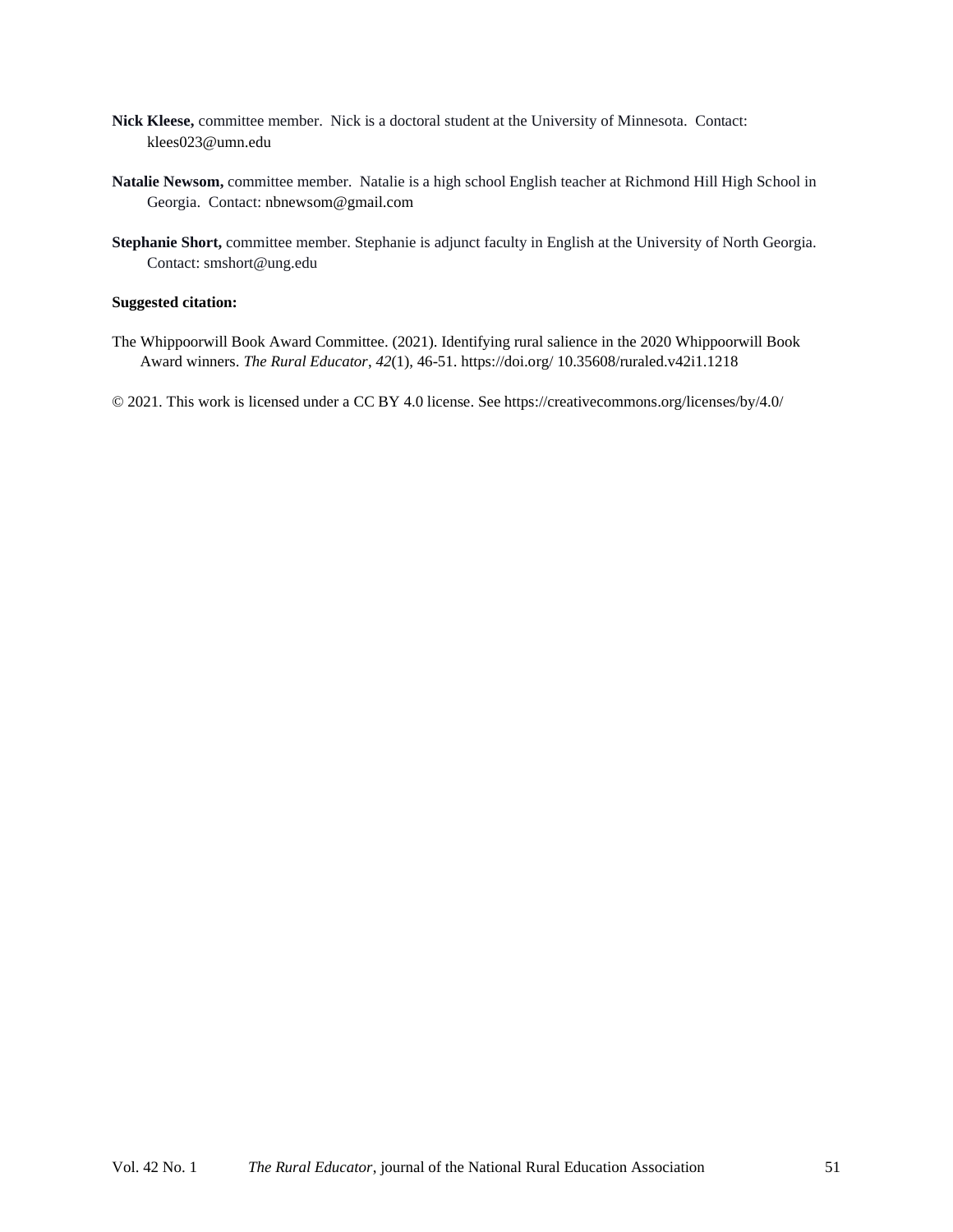**Nick Kleese,** committee member. Nick is a doctoral student at the University of Minnesota. Contact: klees023@umn.edu

**Natalie Newsom,** committee member. Natalie is a high school English teacher at Richmond Hill High School in Georgia. Contact: nbnewsom@gmail.com

**Stephanie Short,** committee member. Stephanie is adjunct faculty in English at the University of North Georgia. Contact: smshort@ung.edu

**Suggested citation:**

The Whippoorwill Book Award Committee. (2021). Identifying rural salience in the 2020 Whippoorwill Book Award winners. *The Rural Educator*, *42*(1), 46-51. https://doi.org/ 10.35608/ruraled.v42i1.1218

© 2021. This work is licensed under a CC BY 4.0 license. See https://creativecommons.org/licenses/by/4.0/